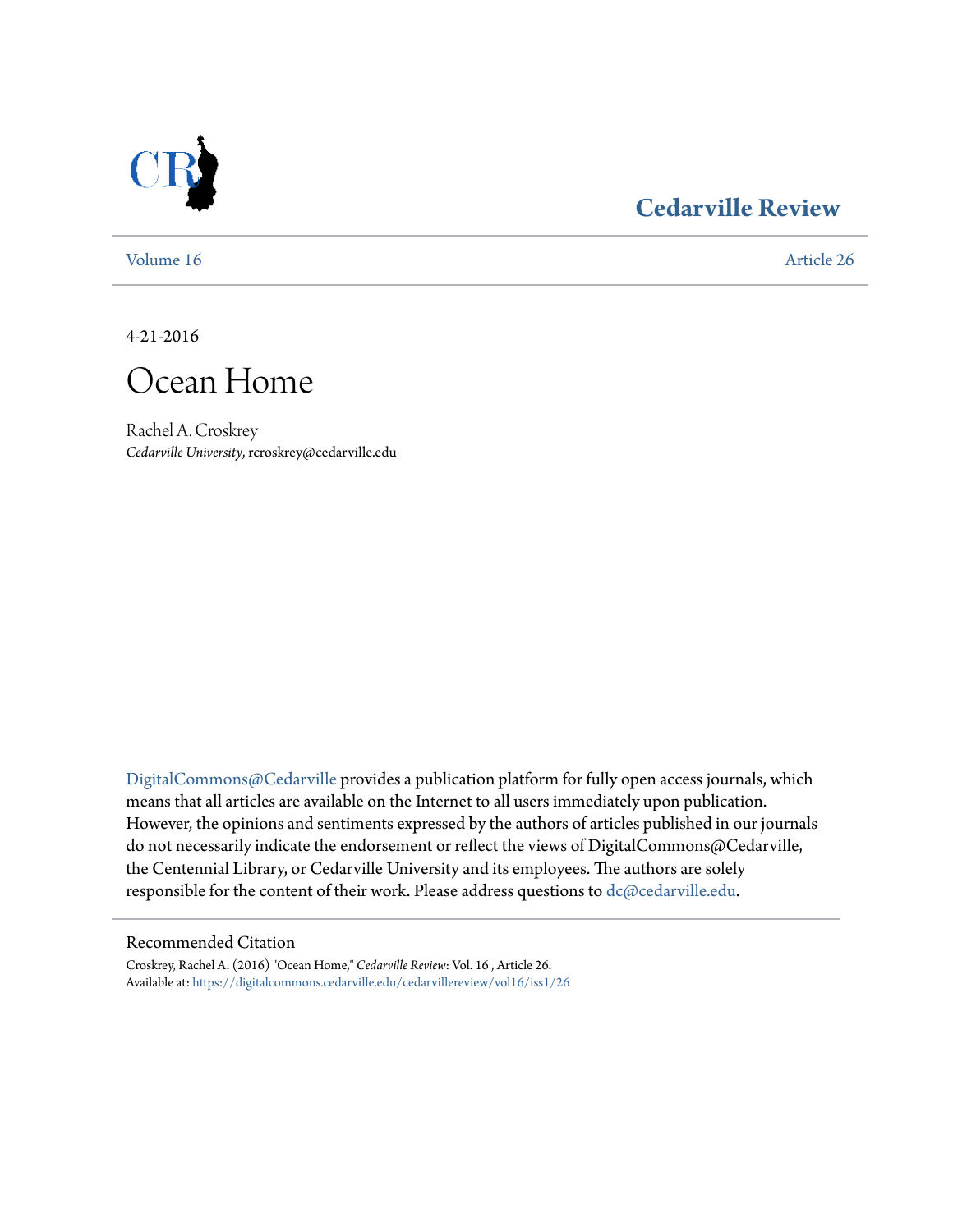## Cedarville Review

Volume 16 | Article 26

4-21-2016

# Ocean Home

Rachel A. Croskrey
*Cedarville University*, rcroskrey@cedarville.edu

DigitalCommons@Cedarville provides a publication platform for fully open access journals, which means that all articles are available on the Internet to all users immediately upon publication. However, the opinions and sentiments expressed by the authors of articles published in our journals do not necessarily indicate the endorsement or reflect the views of DigitalCommons@Cedarville, the Centennial Library, or Cedarville University and its employees. The authors are solely responsible for the content of their work. Please address questions to dc@cedarville.edu.

### Recommended Citation

Croskrey, Rachel A. (2016) "Ocean Home," *Cedarville Review*: Vol. 16 , Article 26.
Available at: https://digitalcommons.cedarville.edu/cedarvillereview/vol16/iss1/26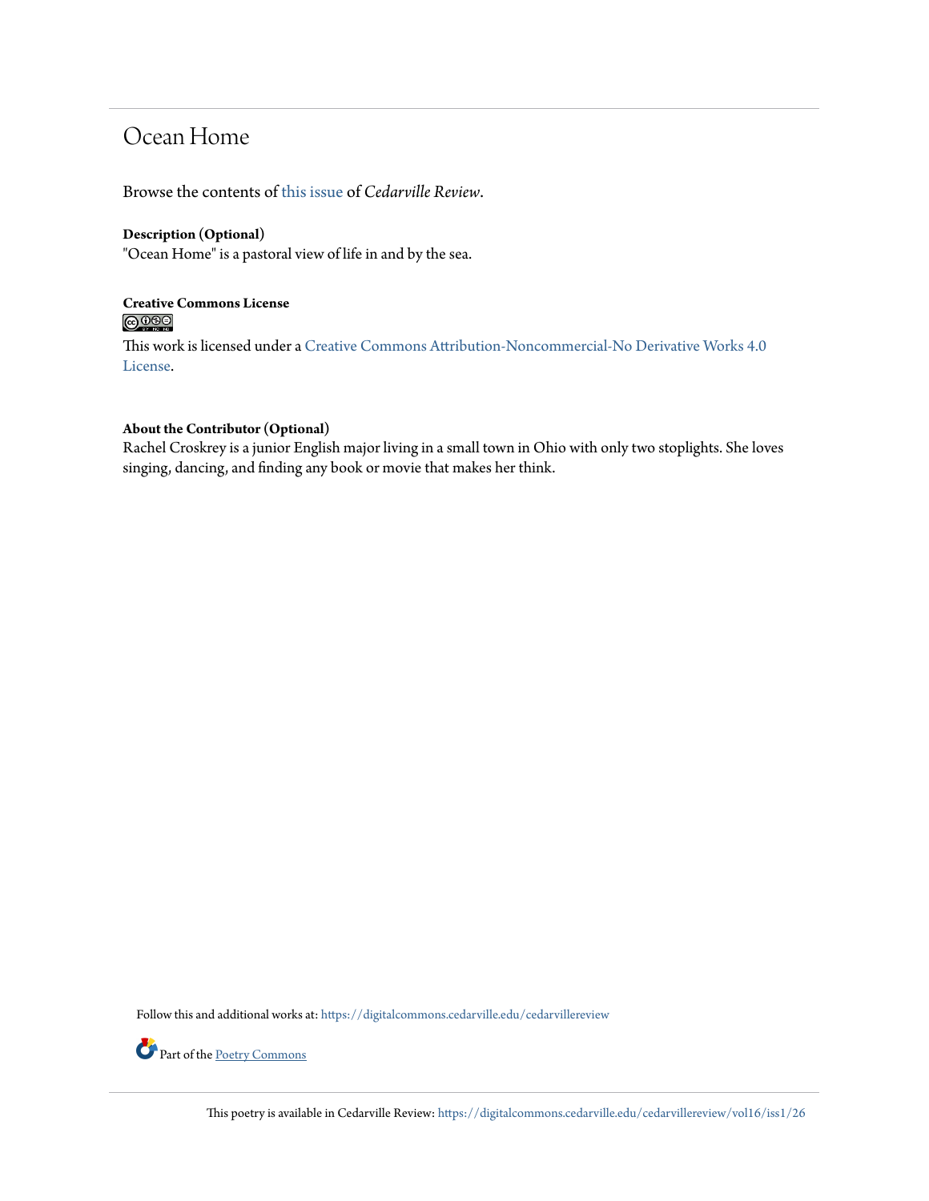# Ocean Home

Browse the contents of this issue of *Cedarville Review*.

**Description (Optional)**
"Ocean Home" is a pastoral view of life in and by the sea.

**Creative Commons License**

This work is licensed under a Creative Commons Attribution-Noncommercial-No Derivative Works 4.0 License.

**About the Contributor (Optional)**
Rachel Croskrey is a junior English major living in a small town in Ohio with only two stoplights. She loves singing, dancing, and finding any book or movie that makes her think.

Follow this and additional works at: https://digitalcommons.cedarville.edu/cedarvillereview

Part of the Poetry Commons

This poetry is available in Cedarville Review: https://digitalcommons.cedarville.edu/cedarvillereview/vol16/iss1/26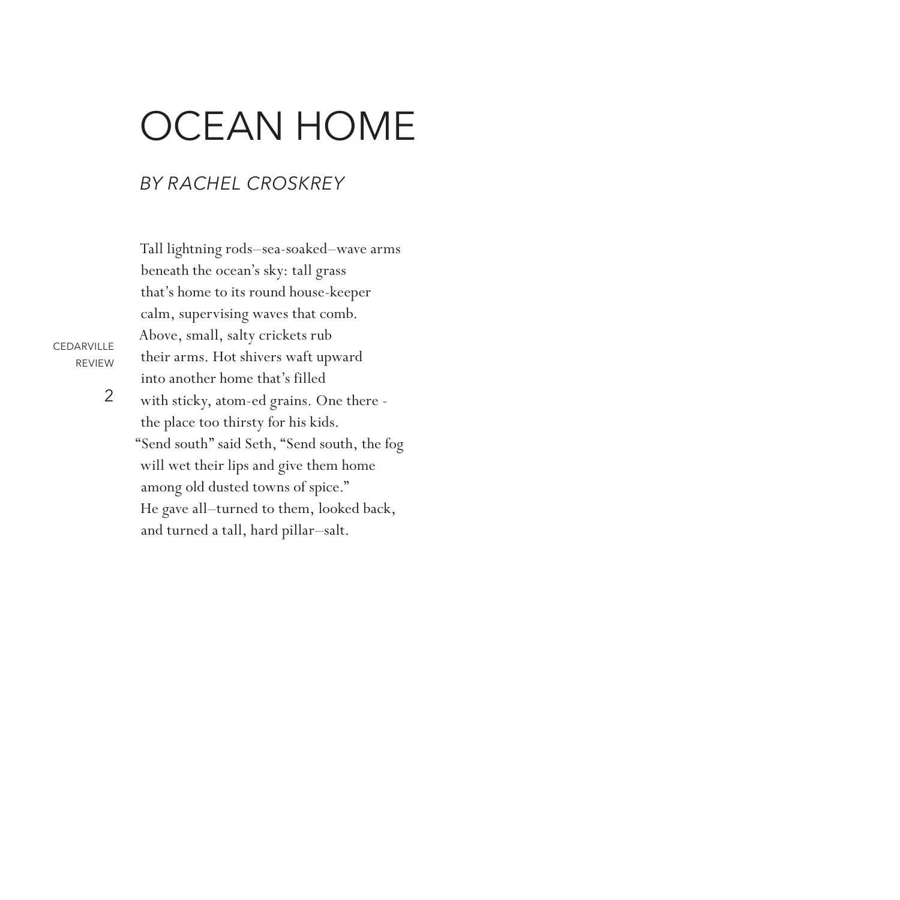# OCEAN HOME

*BY RACHEL CROSKREY*

Tall lightning rods–sea-soaked–wave arms  
beneath the ocean's sky: tall grass  
that's home to its round house-keeper  
calm, supervising waves that comb.  
Above, small, salty crickets rub  
their arms. Hot shivers waft upward  
into another home that's filled  
with sticky, atom-ed grains. One there -  
the place too thirsty for his kids.  
"Send south" said Seth, "Send south, the fog  
will wet their lips and give them home  
among old dusted towns of spice."  
He gave all–turned to them, looked back,  
and turned a tall, hard pillar–salt.